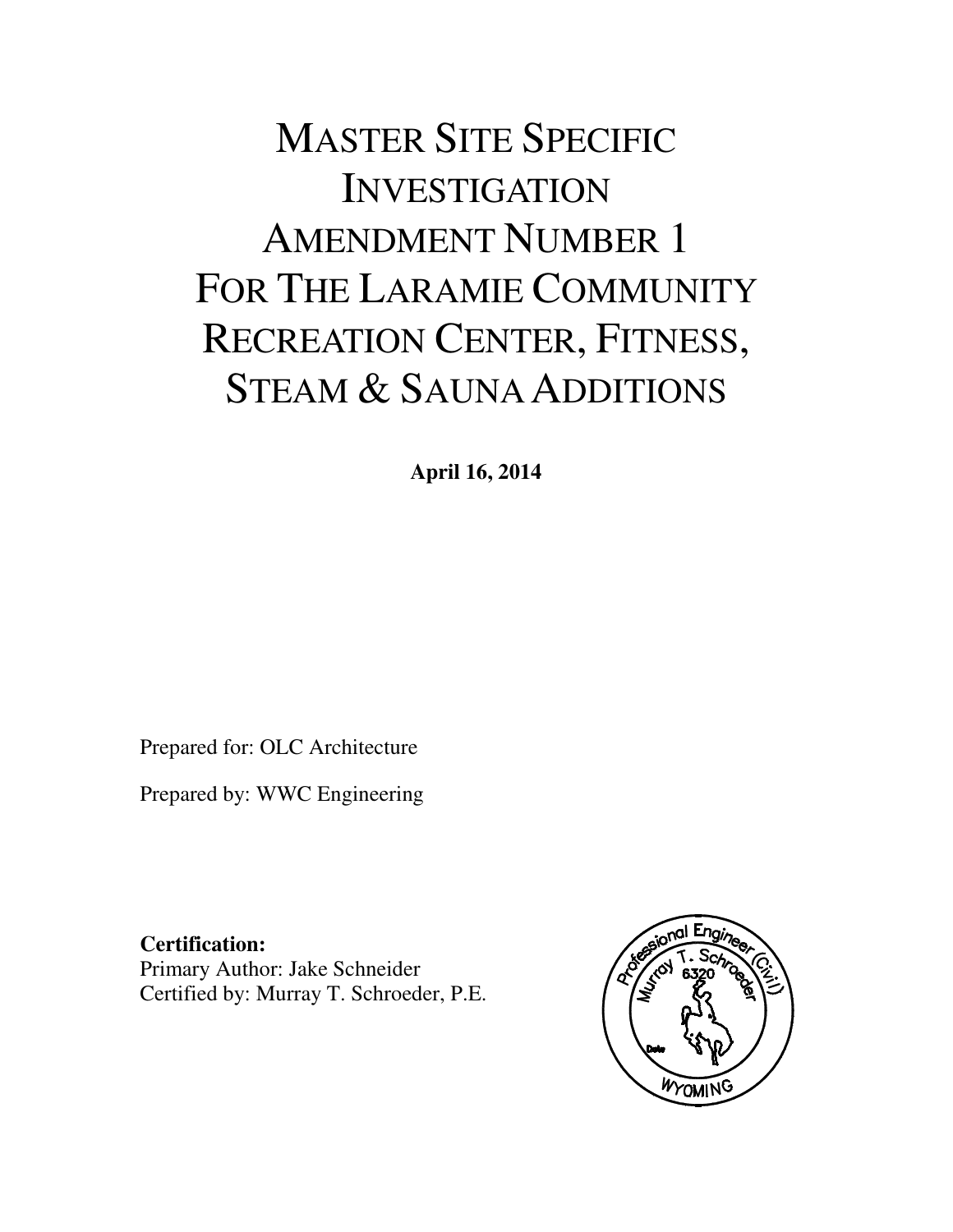# MASTER SITE SPECIFIC INVESTIGATION AMENDMENT NUMBER 1 FOR THE LARAMIE COMMUNITY RECREATION CENTER, FITNESS, STEAM & SAUNA ADDITIONS

**April 16, 2014**

Prepared for: OLC Architecture

Prepared by: WWC Engineering

**Certification:**
Primary Author: Jake Schneider
Certified by: Murray T. Schroeder, P.E.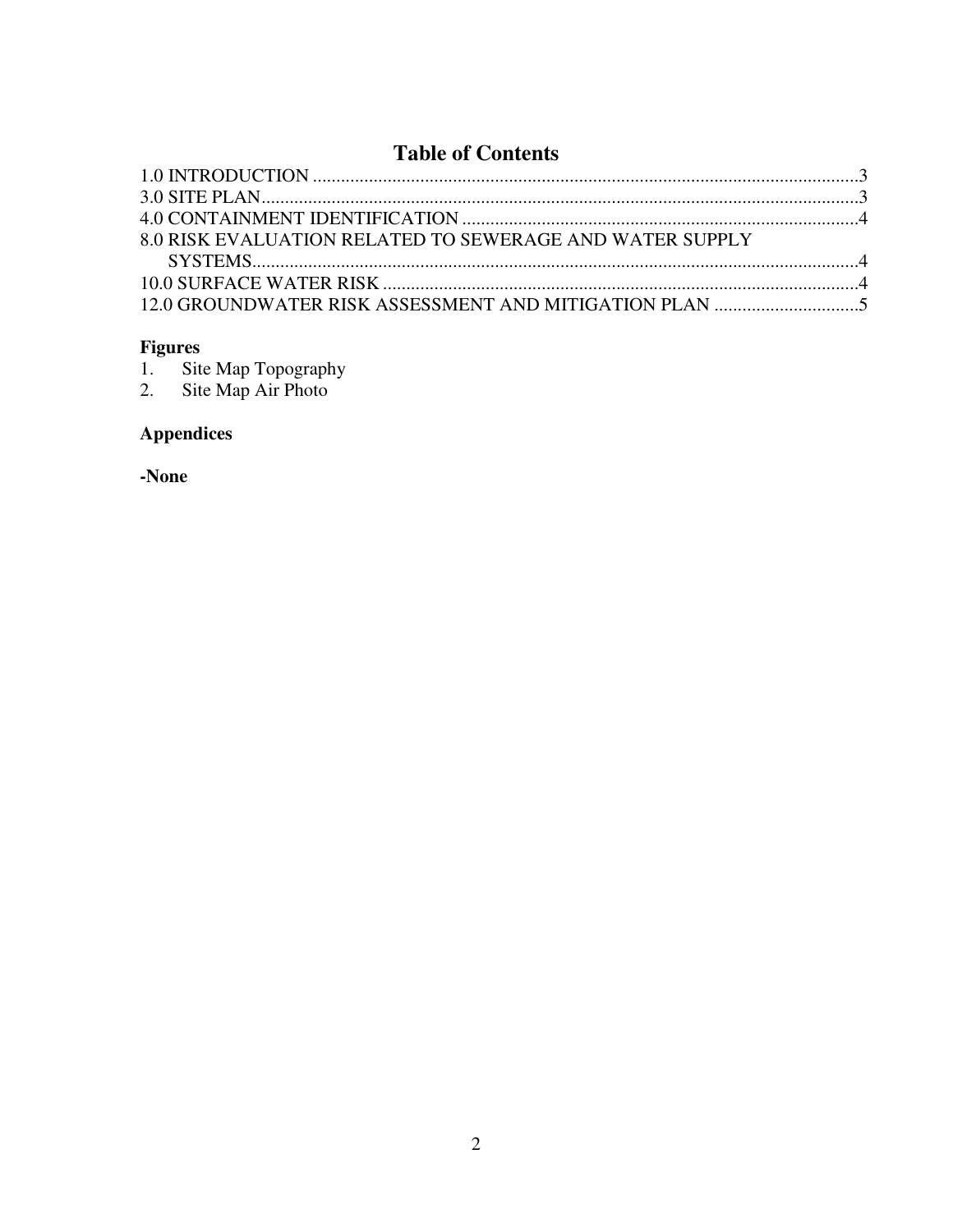# Table of Contents

1.0 INTRODUCTION ....................................................................................................................3
3.0 SITE PLAN...............................................................................................................................3
4.0 CONTAINMENT IDENTIFICATION ...................................................................................4
8.0 RISK EVALUATION RELATED TO SEWERAGE AND WATER SUPPLY SYSTEMS.................................................................................................................................4
10.0 SURFACE WATER RISK .....................................................................................................4
12.0 GROUNDWATER RISK ASSESSMENT AND MITIGATION PLAN ..............................5

**Figures**

1. Site Map Topography
2. Site Map Air Photo

**Appendices**

**-None**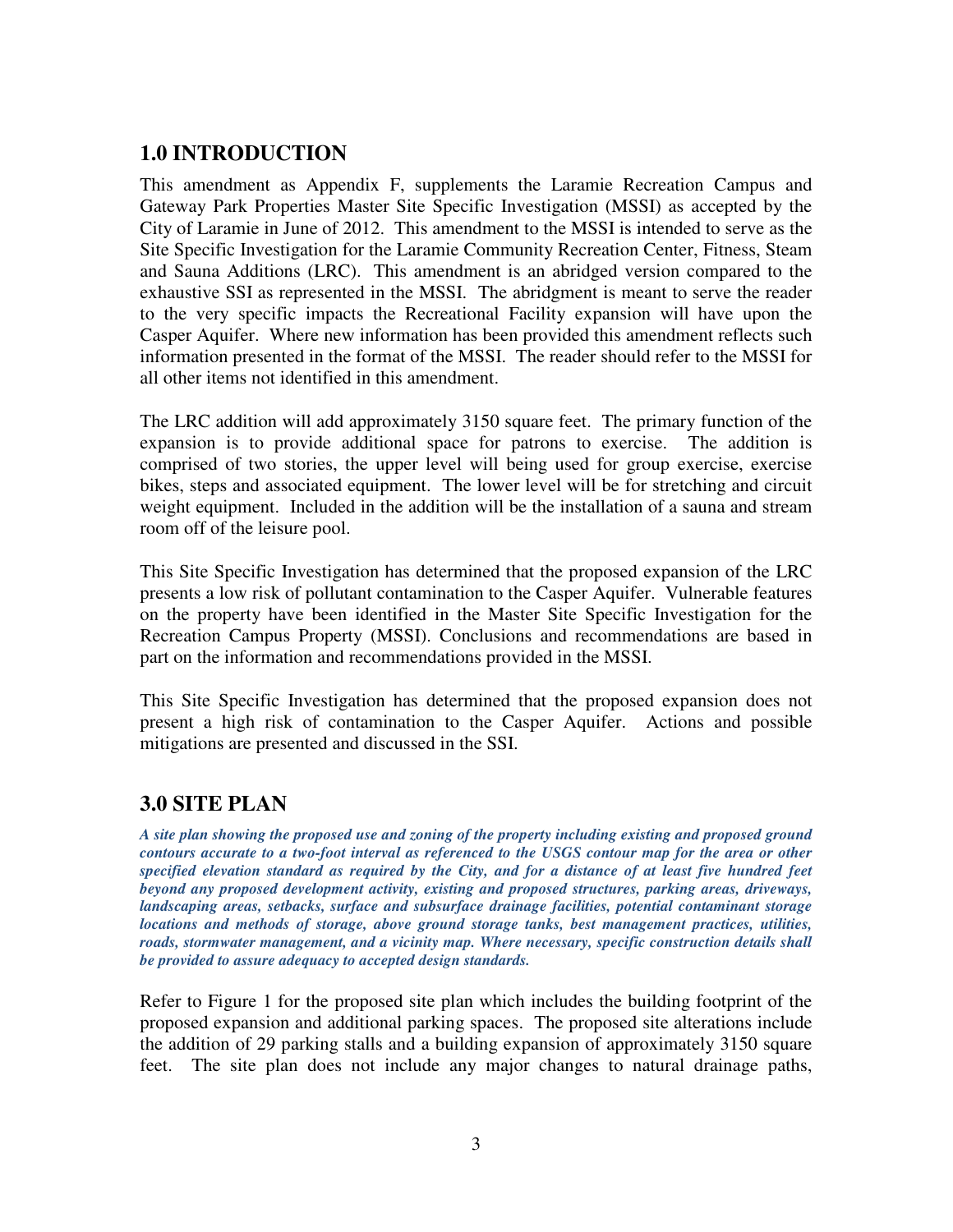## 1.0 INTRODUCTION

This amendment as Appendix F, supplements the Laramie Recreation Campus and Gateway Park Properties Master Site Specific Investigation (MSSI) as accepted by the City of Laramie in June of 2012. This amendment to the MSSI is intended to serve as the Site Specific Investigation for the Laramie Community Recreation Center, Fitness, Steam and Sauna Additions (LRC). This amendment is an abridged version compared to the exhaustive SSI as represented in the MSSI. The abridgment is meant to serve the reader to the very specific impacts the Recreational Facility expansion will have upon the Casper Aquifer. Where new information has been provided this amendment reflects such information presented in the format of the MSSI. The reader should refer to the MSSI for all other items not identified in this amendment.

The LRC addition will add approximately 3150 square feet. The primary function of the expansion is to provide additional space for patrons to exercise. The addition is comprised of two stories, the upper level will being used for group exercise, exercise bikes, steps and associated equipment. The lower level will be for stretching and circuit weight equipment. Included in the addition will be the installation of a sauna and stream room off of the leisure pool.

This Site Specific Investigation has determined that the proposed expansion of the LRC presents a low risk of pollutant contamination to the Casper Aquifer. Vulnerable features on the property have been identified in the Master Site Specific Investigation for the Recreation Campus Property (MSSI). Conclusions and recommendations are based in part on the information and recommendations provided in the MSSI.

This Site Specific Investigation has determined that the proposed expansion does not present a high risk of contamination to the Casper Aquifer. Actions and possible mitigations are presented and discussed in the SSI.

## 3.0 SITE PLAN

***A site plan showing the proposed use and zoning of the property including existing and proposed ground contours accurate to a two-foot interval as referenced to the USGS contour map for the area or other specified elevation standard as required by the City, and for a distance of at least five hundred feet beyond any proposed development activity, existing and proposed structures, parking areas, driveways, landscaping areas, setbacks, surface and subsurface drainage facilities, potential contaminant storage locations and methods of storage, above ground storage tanks, best management practices, utilities, roads, stormwater management, and a vicinity map. Where necessary, specific construction details shall be provided to assure adequacy to accepted design standards.***

Refer to Figure 1 for the proposed site plan which includes the building footprint of the proposed expansion and additional parking spaces. The proposed site alterations include the addition of 29 parking stalls and a building expansion of approximately 3150 square feet. The site plan does not include any major changes to natural drainage paths,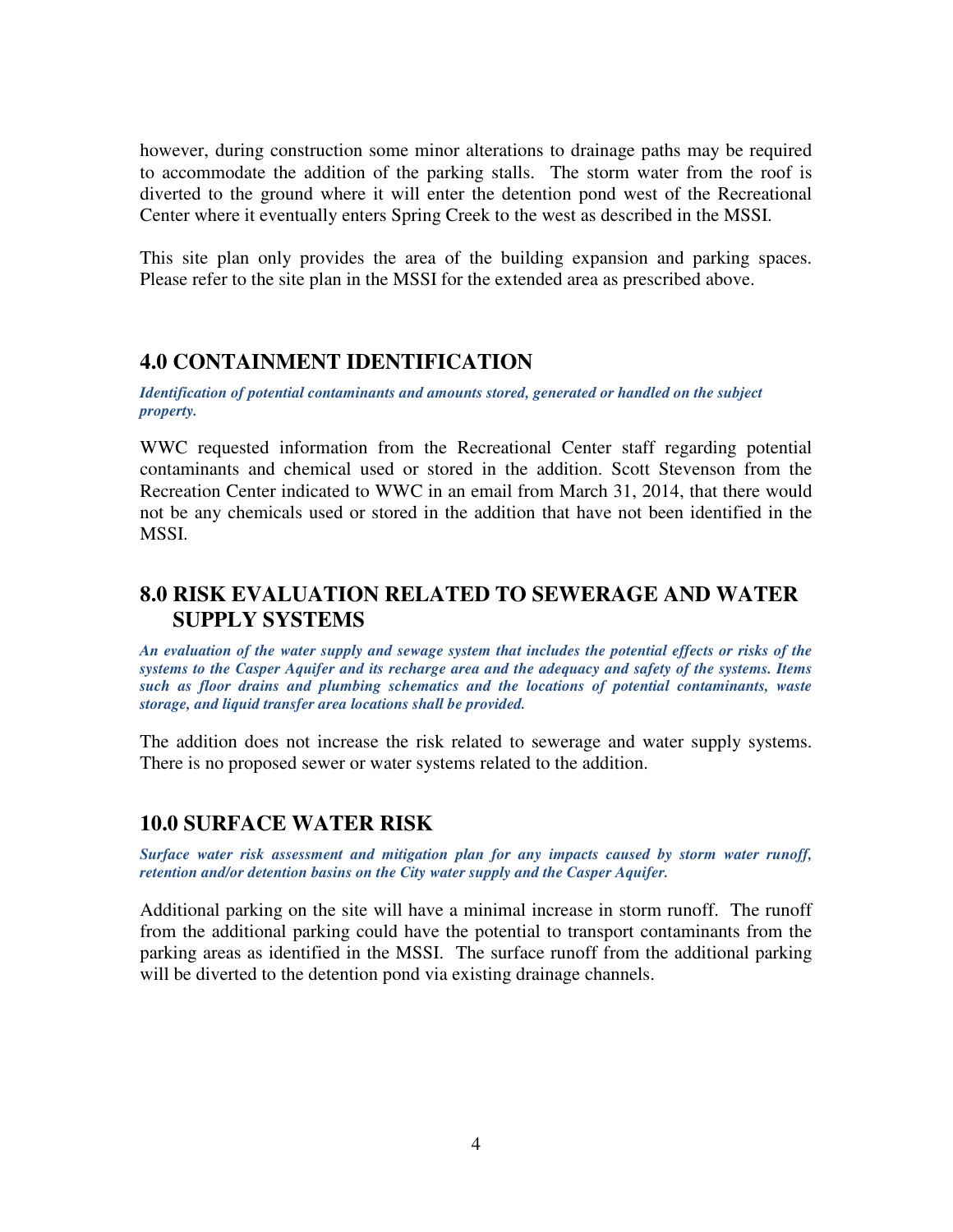however, during construction some minor alterations to drainage paths may be required to accommodate the addition of the parking stalls. The storm water from the roof is diverted to the ground where it will enter the detention pond west of the Recreational Center where it eventually enters Spring Creek to the west as described in the MSSI.

This site plan only provides the area of the building expansion and parking spaces. Please refer to the site plan in the MSSI for the extended area as prescribed above.

## 4.0 CONTAINMENT IDENTIFICATION

***Identification of potential contaminants and amounts stored, generated or handled on the subject property.***

WWC requested information from the Recreational Center staff regarding potential contaminants and chemical used or stored in the addition. Scott Stevenson from the Recreation Center indicated to WWC in an email from March 31, 2014, that there would not be any chemicals used or stored in the addition that have not been identified in the MSSI.

## 8.0 RISK EVALUATION RELATED TO SEWERAGE AND WATER SUPPLY SYSTEMS

***An evaluation of the water supply and sewage system that includes the potential effects or risks of the systems to the Casper Aquifer and its recharge area and the adequacy and safety of the systems. Items such as floor drains and plumbing schematics and the locations of potential contaminants, waste storage, and liquid transfer area locations shall be provided.***

The addition does not increase the risk related to sewerage and water supply systems. There is no proposed sewer or water systems related to the addition.

## 10.0 SURFACE WATER RISK

***Surface water risk assessment and mitigation plan for any impacts caused by storm water runoff, retention and/or detention basins on the City water supply and the Casper Aquifer.***

Additional parking on the site will have a minimal increase in storm runoff. The runoff from the additional parking could have the potential to transport contaminants from the parking areas as identified in the MSSI. The surface runoff from the additional parking will be diverted to the detention pond via existing drainage channels.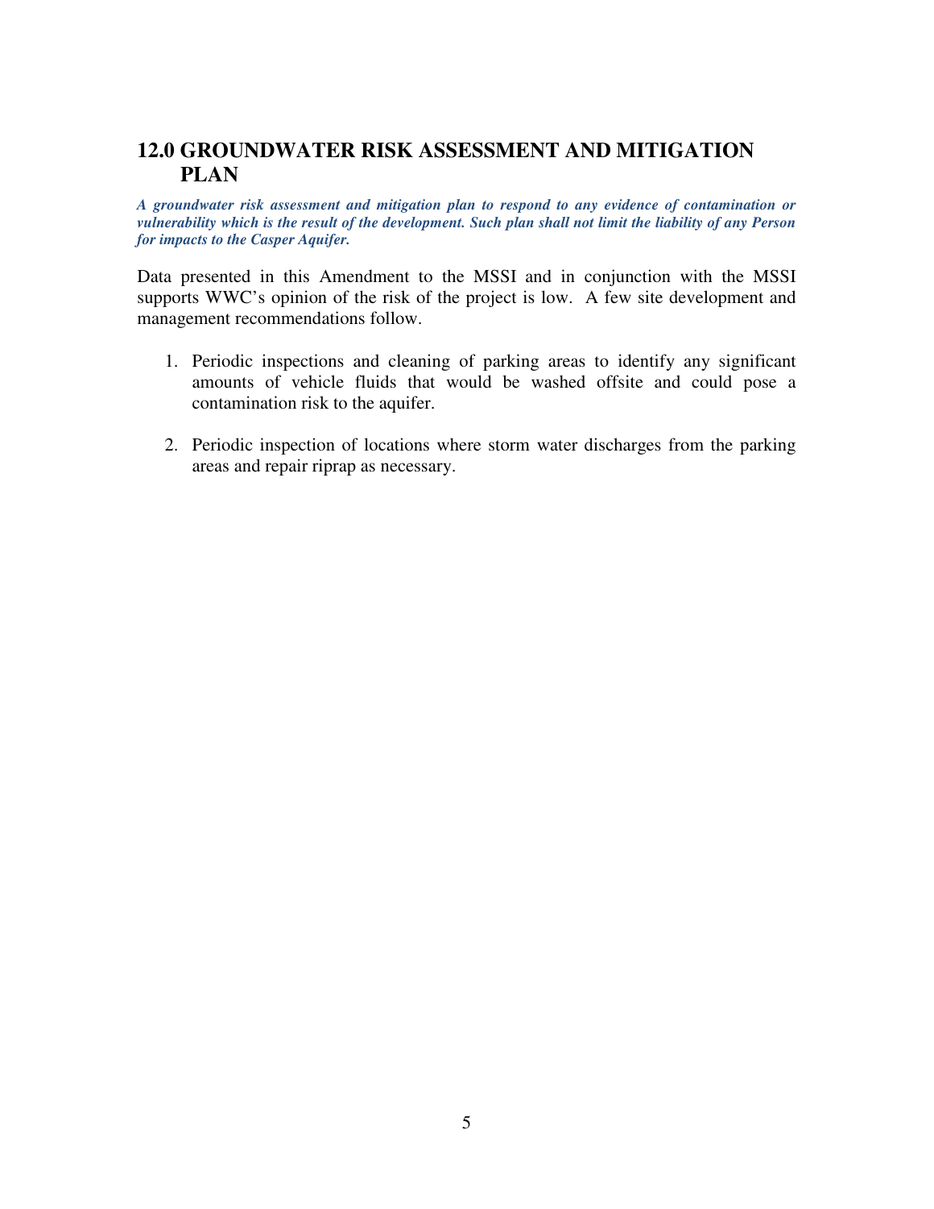## 12.0 GROUNDWATER RISK ASSESSMENT AND MITIGATION PLAN

***A groundwater risk assessment and mitigation plan to respond to any evidence of contamination or vulnerability which is the result of the development. Such plan shall not limit the liability of any Person for impacts to the Casper Aquifer.***

Data presented in this Amendment to the MSSI and in conjunction with the MSSI supports WWC's opinion of the risk of the project is low. A few site development and management recommendations follow.

1. Periodic inspections and cleaning of parking areas to identify any significant amounts of vehicle fluids that would be washed offsite and could pose a contamination risk to the aquifer.

2. Periodic inspection of locations where storm water discharges from the parking areas and repair riprap as necessary.